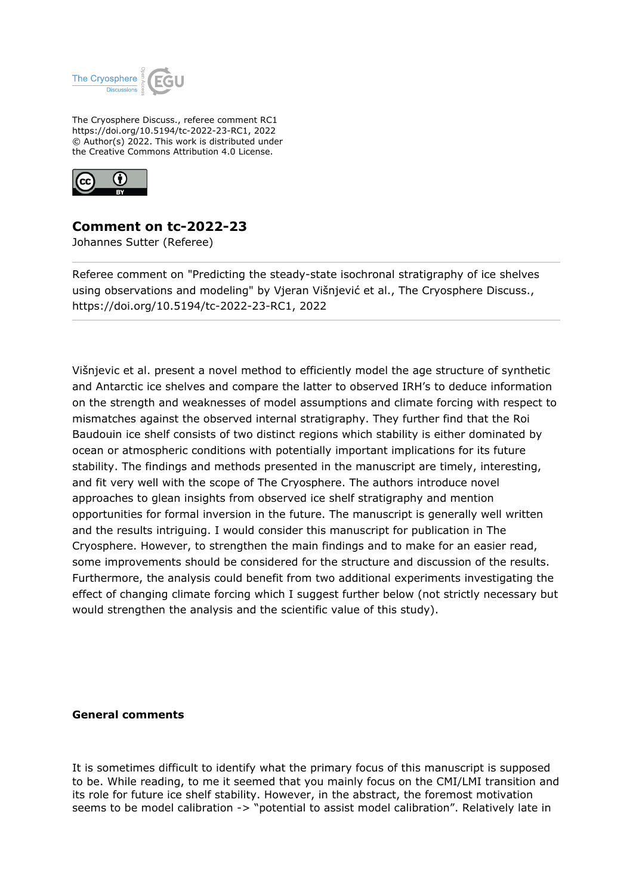The Cryosphere Discuss., referee comment RC1
https://doi.org/10.5194/tc-2022-23-RC1, 2022
© Author(s) 2022. This work is distributed under
the Creative Commons Attribution 4.0 License.

## Comment on tc-2022-23

Johannes Sutter (Referee)

---

Referee comment on "Predicting the steady-state isochronal stratigraphy of ice shelves using observations and modeling" by Vjeran Višnjević et al., The Cryosphere Discuss., https://doi.org/10.5194/tc-2022-23-RC1, 2022

---

Višnjevic et al. present a novel method to efficiently model the age structure of synthetic and Antarctic ice shelves and compare the latter to observed IRH's to deduce information on the strength and weaknesses of model assumptions and climate forcing with respect to mismatches against the observed internal stratigraphy. They further find that the Roi Baudouin ice shelf consists of two distinct regions which stability is either dominated by ocean or atmospheric conditions with potentially important implications for its future stability. The findings and methods presented in the manuscript are timely, interesting, and fit very well with the scope of The Cryosphere. The authors introduce novel approaches to glean insights from observed ice shelf stratigraphy and mention opportunities for formal inversion in the future. The manuscript is generally well written and the results intriguing. I would consider this manuscript for publication in The Cryosphere. However, to strengthen the main findings and to make for an easier read, some improvements should be considered for the structure and discussion of the results. Furthermore, the analysis could benefit from two additional experiments investigating the effect of changing climate forcing which I suggest further below (not strictly necessary but would strengthen the analysis and the scientific value of this study).

**General comments**

It is sometimes difficult to identify what the primary focus of this manuscript is supposed to be. While reading, to me it seemed that you mainly focus on the CMI/LMI transition and its role for future ice shelf stability. However, in the abstract, the foremost motivation seems to be model calibration -> "potential to assist model calibration". Relatively late in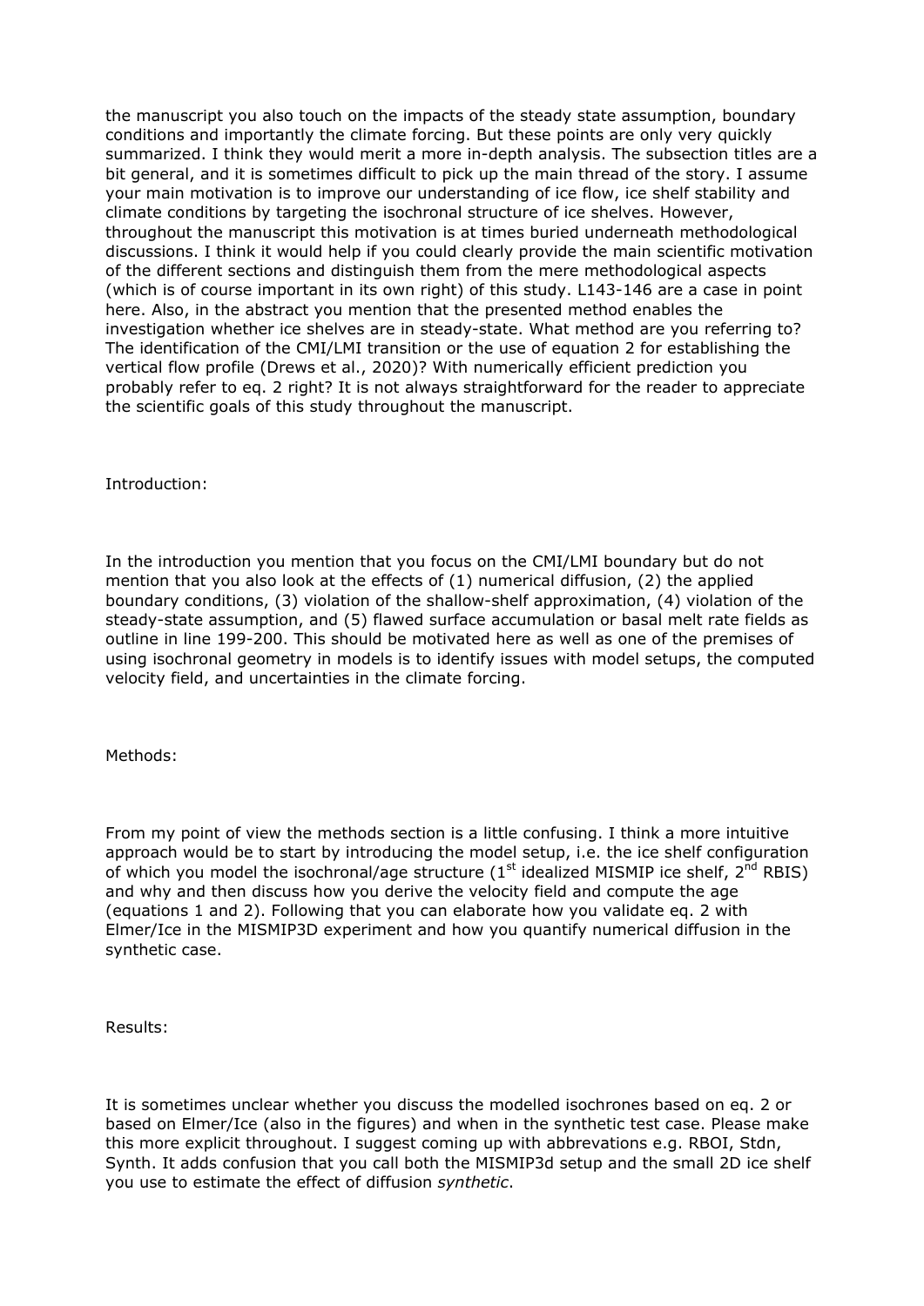the manuscript you also touch on the impacts of the steady state assumption, boundary conditions and importantly the climate forcing. But these points are only very quickly summarized. I think they would merit a more in-depth analysis. The subsection titles are a bit general, and it is sometimes difficult to pick up the main thread of the story. I assume your main motivation is to improve our understanding of ice flow, ice shelf stability and climate conditions by targeting the isochronal structure of ice shelves. However, throughout the manuscript this motivation is at times buried underneath methodological discussions. I think it would help if you could clearly provide the main scientific motivation of the different sections and distinguish them from the mere methodological aspects (which is of course important in its own right) of this study. L143-146 are a case in point here. Also, in the abstract you mention that the presented method enables the investigation whether ice shelves are in steady-state. What method are you referring to? The identification of the CMI/LMI transition or the use of equation 2 for establishing the vertical flow profile (Drews et al., 2020)? With numerically efficient prediction you probably refer to eq. 2 right? It is not always straightforward for the reader to appreciate the scientific goals of this study throughout the manuscript.

Introduction:

In the introduction you mention that you focus on the CMI/LMI boundary but do not mention that you also look at the effects of (1) numerical diffusion, (2) the applied boundary conditions, (3) violation of the shallow-shelf approximation, (4) violation of the steady-state assumption, and (5) flawed surface accumulation or basal melt rate fields as outline in line 199-200. This should be motivated here as well as one of the premises of using isochronal geometry in models is to identify issues with model setups, the computed velocity field, and uncertainties in the climate forcing.

Methods:

From my point of view the methods section is a little confusing. I think a more intuitive approach would be to start by introducing the model setup, i.e. the ice shelf configuration of which you model the isochronal/age structure (1st idealized MISMIP ice shelf, 2nd RBIS) and why and then discuss how you derive the velocity field and compute the age (equations 1 and 2). Following that you can elaborate how you validate eq. 2 with Elmer/Ice in the MISMIP3D experiment and how you quantify numerical diffusion in the synthetic case.

Results:

It is sometimes unclear whether you discuss the modelled isochrones based on eq. 2 or based on Elmer/Ice (also in the figures) and when in the synthetic test case. Please make this more explicit throughout. I suggest coming up with abbrevations e.g. RBOI, Stdn, Synth. It adds confusion that you call both the MISMIP3d setup and the small 2D ice shelf you use to estimate the effect of diffusion *synthetic*.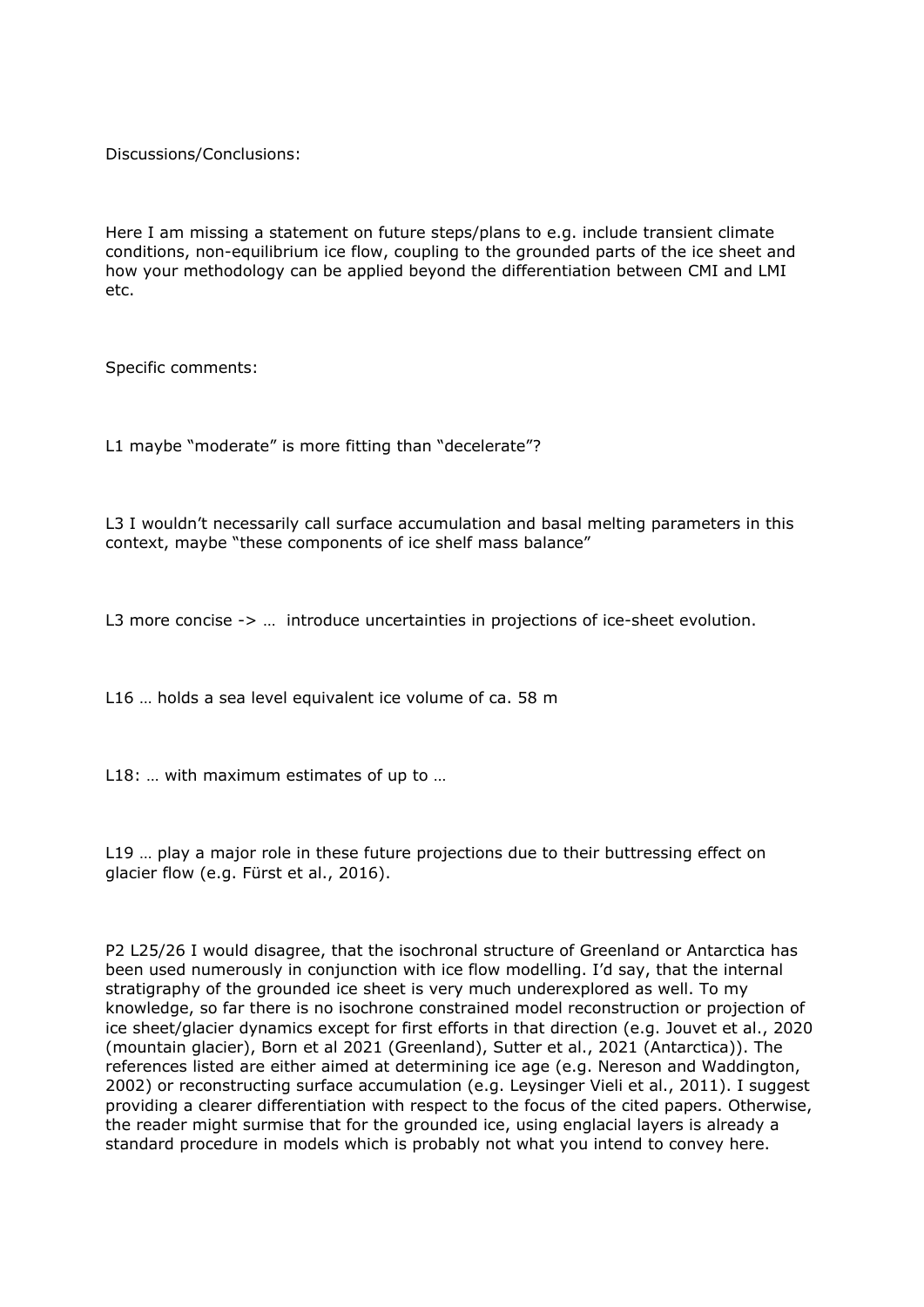Discussions/Conclusions:

Here I am missing a statement on future steps/plans to e.g. include transient climate conditions, non-equilibrium ice flow, coupling to the grounded parts of the ice sheet and how your methodology can be applied beyond the differentiation between CMI and LMI etc.

Specific comments:

L1 maybe "moderate" is more fitting than "decelerate"?

L3 I wouldn't necessarily call surface accumulation and basal melting parameters in this context, maybe "these components of ice shelf mass balance"

L3 more concise -> … introduce uncertainties in projections of ice-sheet evolution.

L16 … holds a sea level equivalent ice volume of ca. 58 m

L18: … with maximum estimates of up to …

L19 … play a major role in these future projections due to their buttressing effect on glacier flow (e.g. Fürst et al., 2016).

P2 L25/26 I would disagree, that the isochronal structure of Greenland or Antarctica has been used numerously in conjunction with ice flow modelling. I'd say, that the internal stratigraphy of the grounded ice sheet is very much underexplored as well. To my knowledge, so far there is no isochrone constrained model reconstruction or projection of ice sheet/glacier dynamics except for first efforts in that direction (e.g. Jouvet et al., 2020 (mountain glacier), Born et al 2021 (Greenland), Sutter et al., 2021 (Antarctica)). The references listed are either aimed at determining ice age (e.g. Nereson and Waddington, 2002) or reconstructing surface accumulation (e.g. Leysinger Vieli et al., 2011). I suggest providing a clearer differentiation with respect to the focus of the cited papers. Otherwise, the reader might surmise that for the grounded ice, using englacial layers is already a standard procedure in models which is probably not what you intend to convey here.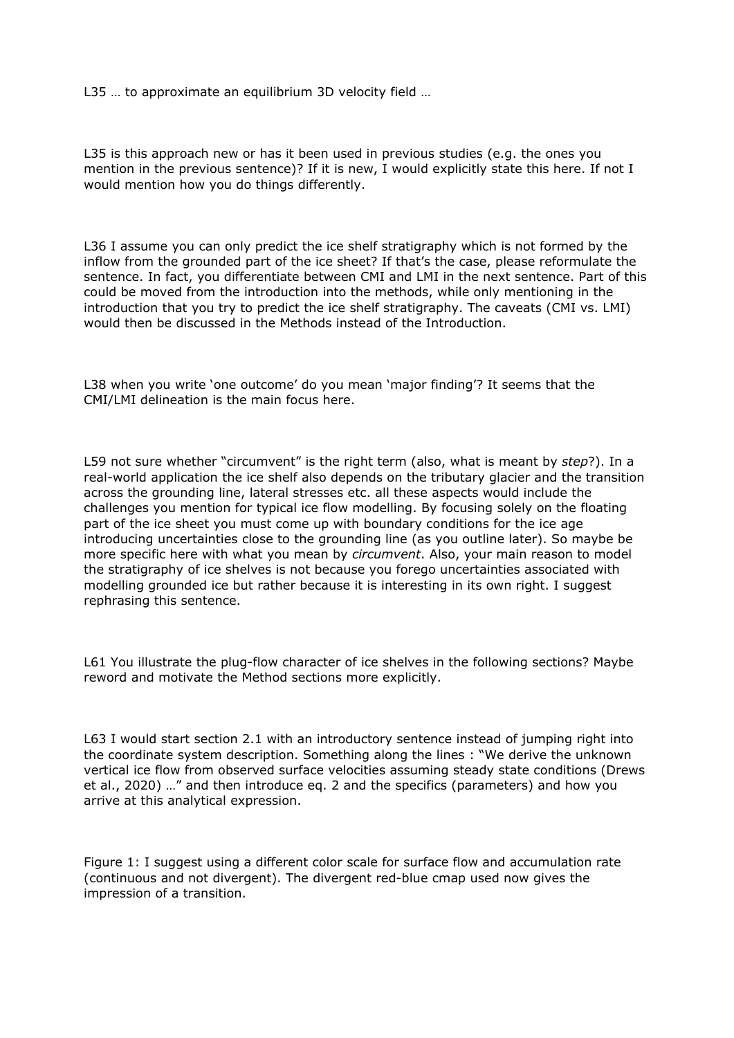L35 … to approximate an equilibrium 3D velocity field …

L35 is this approach new or has it been used in previous studies (e.g. the ones you mention in the previous sentence)? If it is new, I would explicitly state this here. If not I would mention how you do things differently.

L36 I assume you can only predict the ice shelf stratigraphy which is not formed by the inflow from the grounded part of the ice sheet? If that's the case, please reformulate the sentence. In fact, you differentiate between CMI and LMI in the next sentence. Part of this could be moved from the introduction into the methods, while only mentioning in the introduction that you try to predict the ice shelf stratigraphy. The caveats (CMI vs. LMI) would then be discussed in the Methods instead of the Introduction.

L38 when you write 'one outcome' do you mean 'major finding'? It seems that the CMI/LMI delineation is the main focus here.

L59 not sure whether "circumvent" is the right term (also, what is meant by *step*?). In a real-world application the ice shelf also depends on the tributary glacier and the transition across the grounding line, lateral stresses etc. all these aspects would include the challenges you mention for typical ice flow modelling. By focusing solely on the floating part of the ice sheet you must come up with boundary conditions for the ice age introducing uncertainties close to the grounding line (as you outline later). So maybe be more specific here with what you mean by *circumvent*. Also, your main reason to model the stratigraphy of ice shelves is not because you forego uncertainties associated with modelling grounded ice but rather because it is interesting in its own right. I suggest rephrasing this sentence.

L61 You illustrate the plug-flow character of ice shelves in the following sections? Maybe reword and motivate the Method sections more explicitly.

L63 I would start section 2.1 with an introductory sentence instead of jumping right into the coordinate system description. Something along the lines : "We derive the unknown vertical ice flow from observed surface velocities assuming steady state conditions (Drews et al., 2020) …" and then introduce eq. 2 and the specifics (parameters) and how you arrive at this analytical expression.

Figure 1: I suggest using a different color scale for surface flow and accumulation rate (continuous and not divergent). The divergent red-blue cmap used now gives the impression of a transition.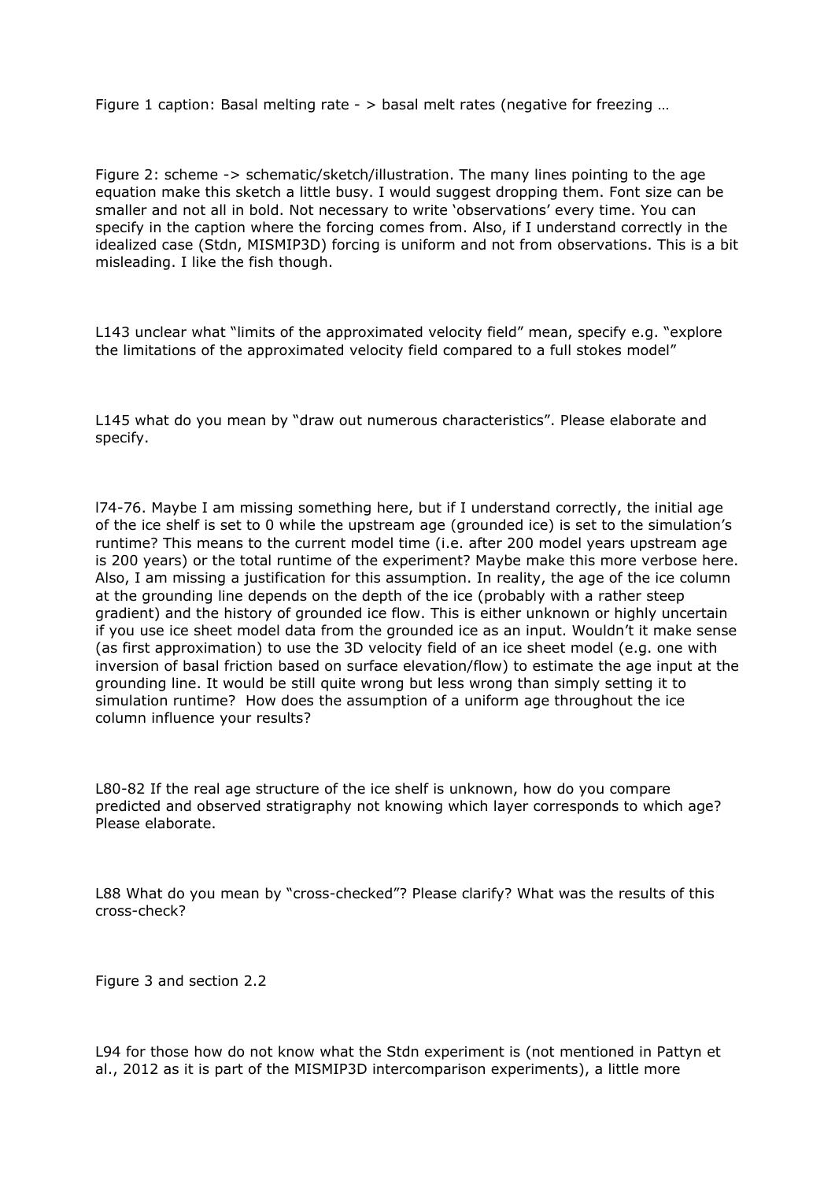Figure 1 caption: Basal melting rate - > basal melt rates (negative for freezing …

Figure 2: scheme -> schematic/sketch/illustration. The many lines pointing to the age equation make this sketch a little busy. I would suggest dropping them. Font size can be smaller and not all in bold. Not necessary to write 'observations' every time. You can specify in the caption where the forcing comes from. Also, if I understand correctly in the idealized case (Stdn, MISMIP3D) forcing is uniform and not from observations. This is a bit misleading. I like the fish though.

L143 unclear what "limits of the approximated velocity field" mean, specify e.g. "explore the limitations of the approximated velocity field compared to a full stokes model"

L145 what do you mean by "draw out numerous characteristics". Please elaborate and specify.

l74-76. Maybe I am missing something here, but if I understand correctly, the initial age of the ice shelf is set to 0 while the upstream age (grounded ice) is set to the simulation's runtime? This means to the current model time (i.e. after 200 model years upstream age is 200 years) or the total runtime of the experiment? Maybe make this more verbose here. Also, I am missing a justification for this assumption. In reality, the age of the ice column at the grounding line depends on the depth of the ice (probably with a rather steep gradient) and the history of grounded ice flow. This is either unknown or highly uncertain if you use ice sheet model data from the grounded ice as an input. Wouldn't it make sense (as first approximation) to use the 3D velocity field of an ice sheet model (e.g. one with inversion of basal friction based on surface elevation/flow) to estimate the age input at the grounding line. It would be still quite wrong but less wrong than simply setting it to simulation runtime? How does the assumption of a uniform age throughout the ice column influence your results?

L80-82 If the real age structure of the ice shelf is unknown, how do you compare predicted and observed stratigraphy not knowing which layer corresponds to which age? Please elaborate.

L88 What do you mean by "cross-checked"? Please clarify? What was the results of this cross-check?

Figure 3 and section 2.2

L94 for those how do not know what the Stdn experiment is (not mentioned in Pattyn et al., 2012 as it is part of the MISMIP3D intercomparison experiments), a little more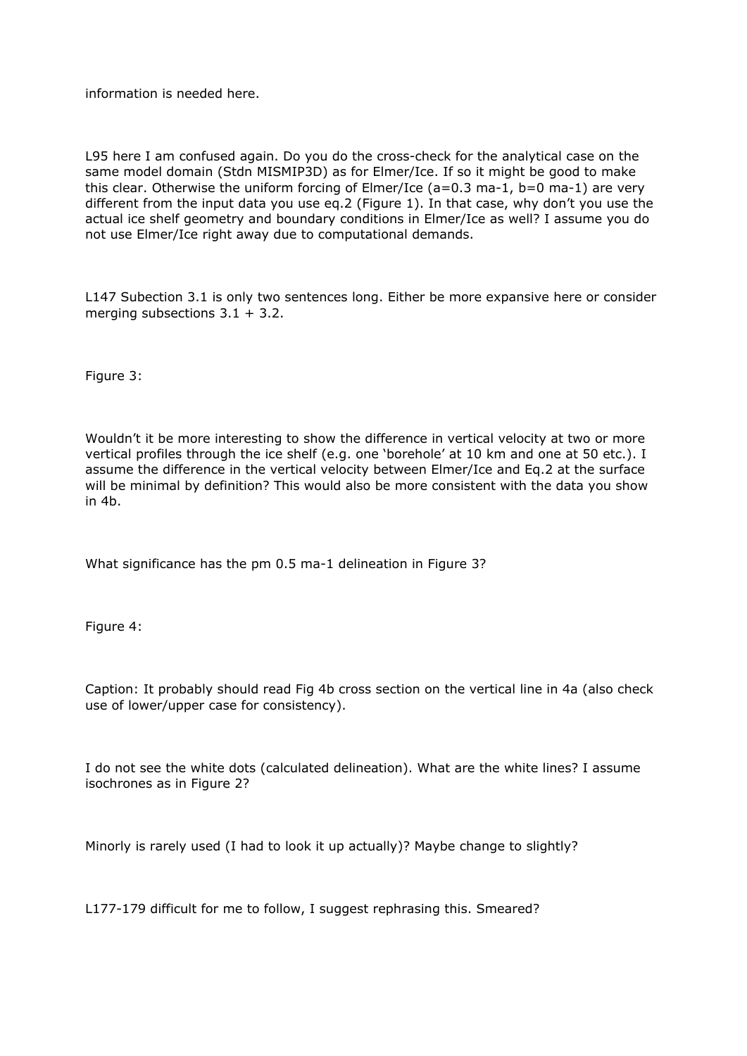information is needed here.

L95 here I am confused again. Do you do the cross-check for the analytical case on the same model domain (Stdn MISMIP3D) as for Elmer/Ice. If so it might be good to make this clear. Otherwise the uniform forcing of Elmer/Ice (a=0.3 ma-1, b=0 ma-1) are very different from the input data you use eq.2 (Figure 1). In that case, why don't you use the actual ice shelf geometry and boundary conditions in Elmer/Ice as well? I assume you do not use Elmer/Ice right away due to computational demands.

L147 Subection 3.1 is only two sentences long. Either be more expansive here or consider merging subsections 3.1 + 3.2.

Figure 3:

Wouldn't it be more interesting to show the difference in vertical velocity at two or more vertical profiles through the ice shelf (e.g. one 'borehole' at 10 km and one at 50 etc.). I assume the difference in the vertical velocity between Elmer/Ice and Eq.2 at the surface will be minimal by definition? This would also be more consistent with the data you show in 4b.

What significance has the pm 0.5 ma-1 delineation in Figure 3?

Figure 4:

Caption: It probably should read Fig 4b cross section on the vertical line in 4a (also check use of lower/upper case for consistency).

I do not see the white dots (calculated delineation). What are the white lines? I assume isochrones as in Figure 2?

Minorly is rarely used (I had to look it up actually)? Maybe change to slightly?

L177-179 difficult for me to follow, I suggest rephrasing this. Smeared?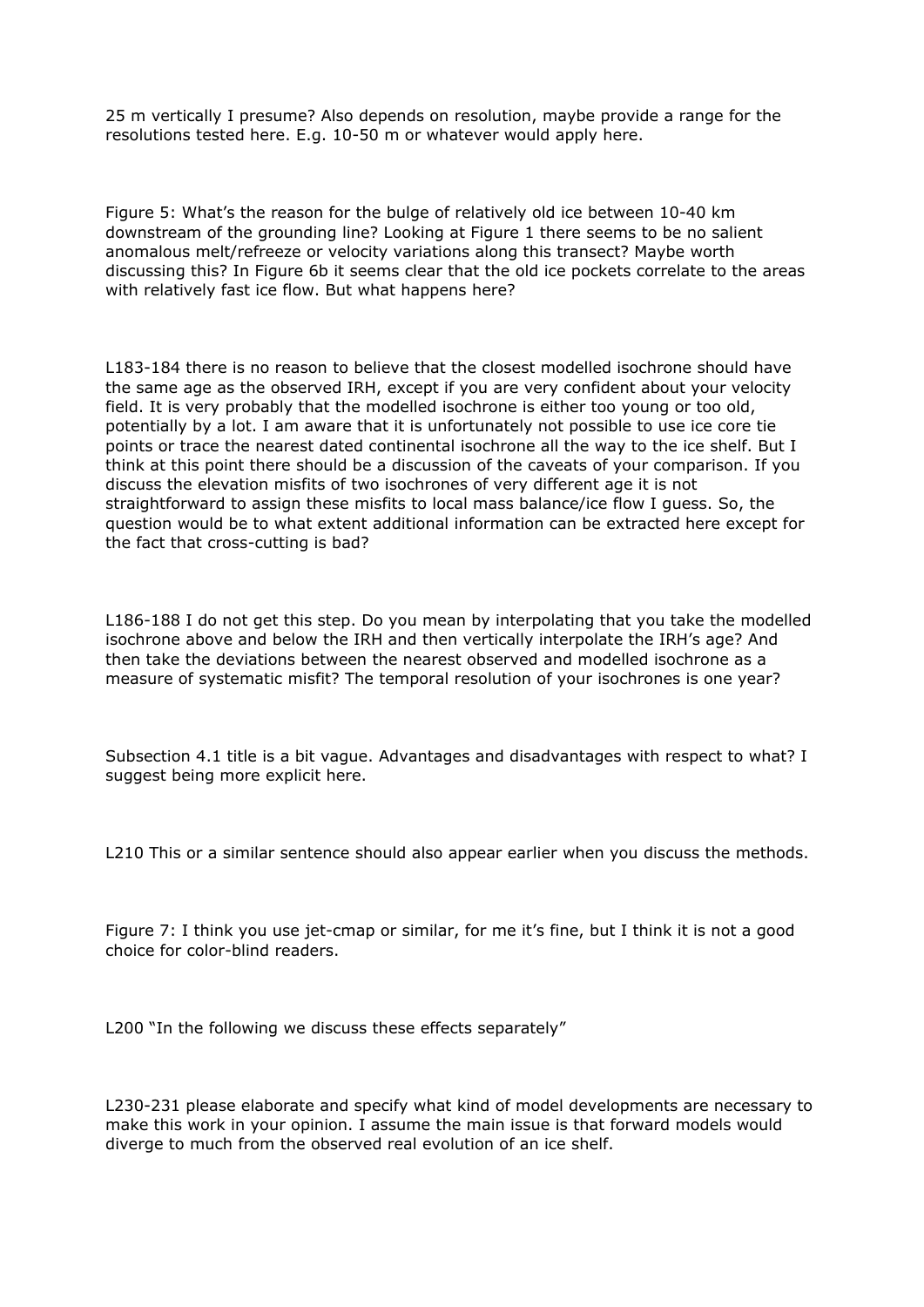25 m vertically I presume? Also depends on resolution, maybe provide a range for the resolutions tested here. E.g. 10-50 m or whatever would apply here.

Figure 5: What's the reason for the bulge of relatively old ice between 10-40 km downstream of the grounding line? Looking at Figure 1 there seems to be no salient anomalous melt/refreeze or velocity variations along this transect? Maybe worth discussing this? In Figure 6b it seems clear that the old ice pockets correlate to the areas with relatively fast ice flow. But what happens here?

L183-184 there is no reason to believe that the closest modelled isochrone should have the same age as the observed IRH, except if you are very confident about your velocity field. It is very probably that the modelled isochrone is either too young or too old, potentially by a lot. I am aware that it is unfortunately not possible to use ice core tie points or trace the nearest dated continental isochrone all the way to the ice shelf. But I think at this point there should be a discussion of the caveats of your comparison. If you discuss the elevation misfits of two isochrones of very different age it is not straightforward to assign these misfits to local mass balance/ice flow I guess. So, the question would be to what extent additional information can be extracted here except for the fact that cross-cutting is bad?

L186-188 I do not get this step. Do you mean by interpolating that you take the modelled isochrone above and below the IRH and then vertically interpolate the IRH's age? And then take the deviations between the nearest observed and modelled isochrone as a measure of systematic misfit? The temporal resolution of your isochrones is one year?

Subsection 4.1 title is a bit vague. Advantages and disadvantages with respect to what? I suggest being more explicit here.

L210 This or a similar sentence should also appear earlier when you discuss the methods.

Figure 7: I think you use jet-cmap or similar, for me it's fine, but I think it is not a good choice for color-blind readers.

L200 "In the following we discuss these effects separately"

L230-231 please elaborate and specify what kind of model developments are necessary to make this work in your opinion. I assume the main issue is that forward models would diverge to much from the observed real evolution of an ice shelf.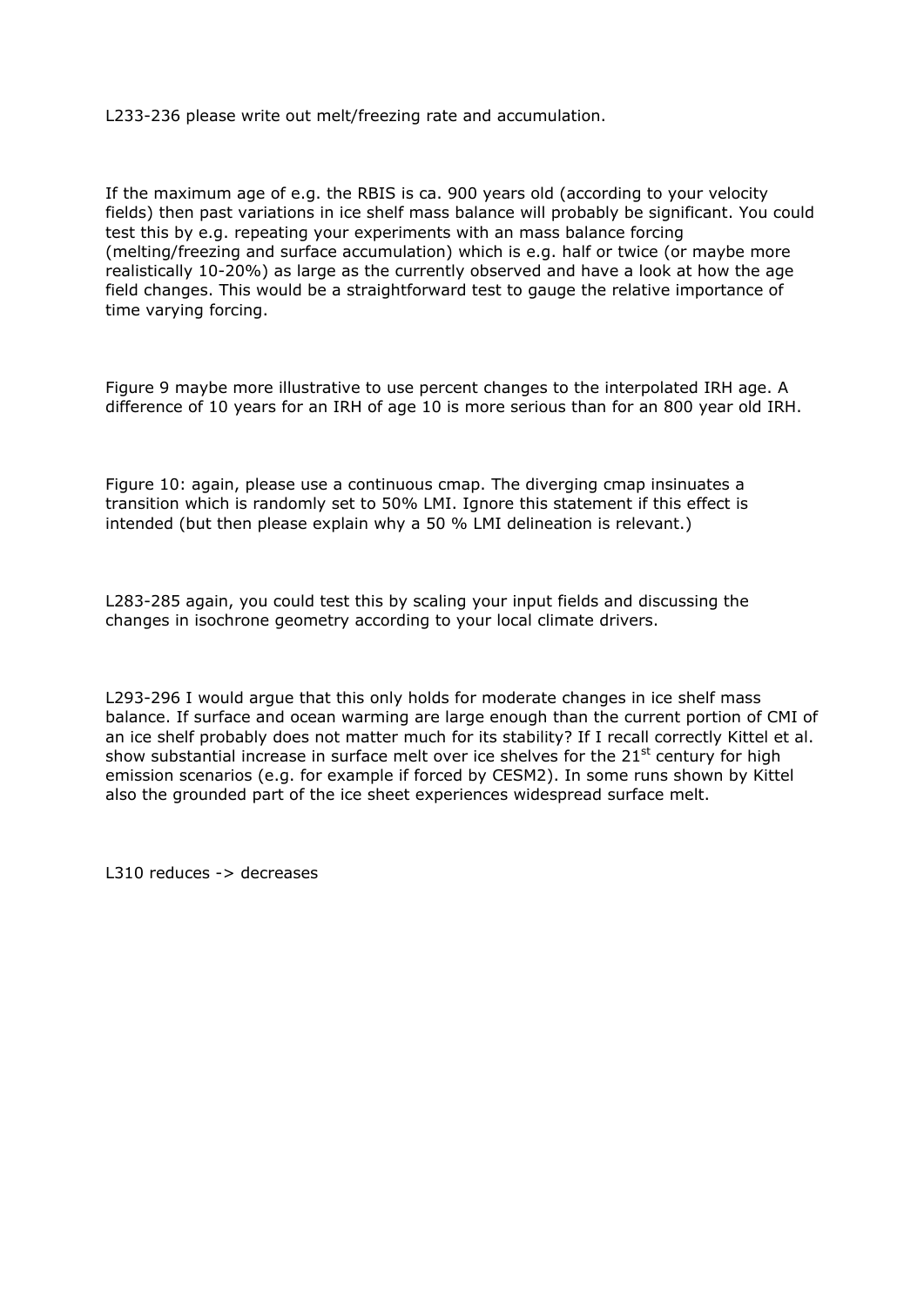L233-236 please write out melt/freezing rate and accumulation.

If the maximum age of e.g. the RBIS is ca. 900 years old (according to your velocity fields) then past variations in ice shelf mass balance will probably be significant. You could test this by e.g. repeating your experiments with an mass balance forcing (melting/freezing and surface accumulation) which is e.g. half or twice (or maybe more realistically 10-20%) as large as the currently observed and have a look at how the age field changes. This would be a straightforward test to gauge the relative importance of time varying forcing.

Figure 9 maybe more illustrative to use percent changes to the interpolated IRH age. A difference of 10 years for an IRH of age 10 is more serious than for an 800 year old IRH.

Figure 10: again, please use a continuous cmap. The diverging cmap insinuates a transition which is randomly set to 50% LMI. Ignore this statement if this effect is intended (but then please explain why a 50 % LMI delineation is relevant.)

L283-285 again, you could test this by scaling your input fields and discussing the changes in isochrone geometry according to your local climate drivers.

L293-296 I would argue that this only holds for moderate changes in ice shelf mass balance. If surface and ocean warming are large enough than the current portion of CMI of an ice shelf probably does not matter much for its stability? If I recall correctly Kittel et al. show substantial increase in surface melt over ice shelves for the 21st century for high emission scenarios (e.g. for example if forced by CESM2). In some runs shown by Kittel also the grounded part of the ice sheet experiences widespread surface melt.

L310 reduces -> decreases